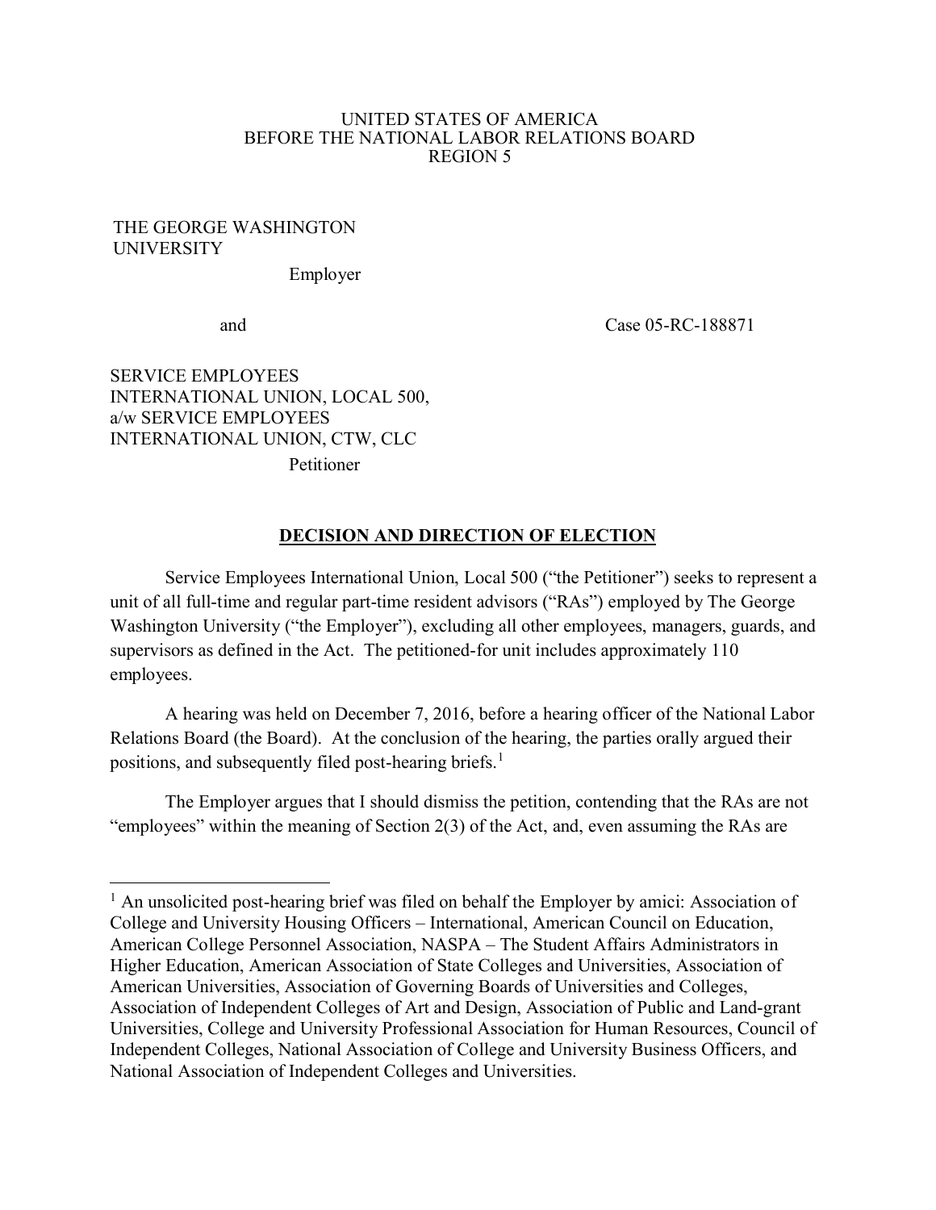UNITED STATES OF AMERICA
BEFORE THE NATIONAL LABOR RELATIONS BOARD
REGION 5

THE GEORGE WASHINGTON UNIVERSITY

Employer

and

Case 05-RC-188871

SERVICE EMPLOYEES INTERNATIONAL UNION, LOCAL 500, a/w SERVICE EMPLOYEES INTERNATIONAL UNION, CTW, CLC

Petitioner

## DECISION AND DIRECTION OF ELECTION

Service Employees International Union, Local 500 ("the Petitioner") seeks to represent a unit of all full-time and regular part-time resident advisors ("RAs") employed by The George Washington University ("the Employer"), excluding all other employees, managers, guards, and supervisors as defined in the Act. The petitioned-for unit includes approximately 110 employees.

A hearing was held on December 7, 2016, before a hearing officer of the National Labor Relations Board (the Board). At the conclusion of the hearing, the parties orally argued their positions, and subsequently filed post-hearing briefs.[1]

The Employer argues that I should dismiss the petition, contending that the RAs are not "employees" within the meaning of Section 2(3) of the Act, and, even assuming the RAs are

---

[1] An unsolicited post-hearing brief was filed on behalf the Employer by amici: Association of College and University Housing Officers – International, American Council on Education, American College Personnel Association, NASPA – The Student Affairs Administrators in Higher Education, American Association of State Colleges and Universities, Association of American Universities, Association of Governing Boards of Universities and Colleges, Association of Independent Colleges of Art and Design, Association of Public and Land-grant Universities, College and University Professional Association for Human Resources, Council of Independent Colleges, National Association of College and University Business Officers, and National Association of Independent Colleges and Universities.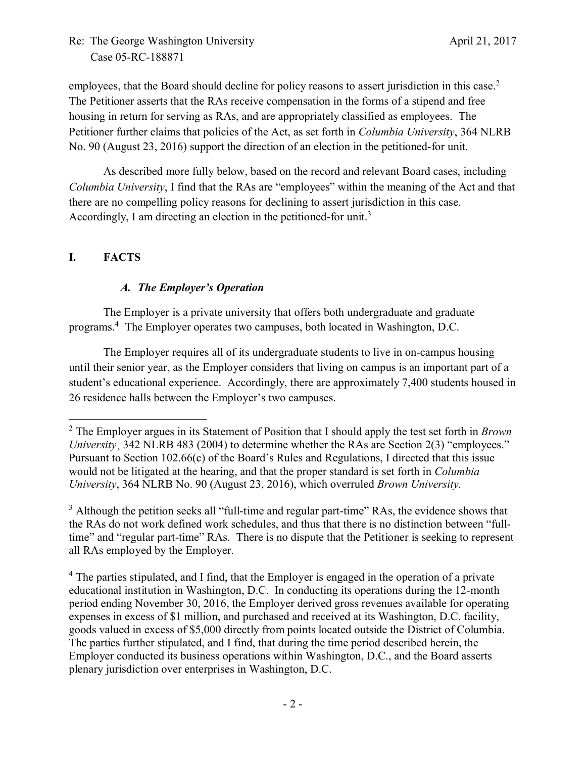employees, that the Board should decline for policy reasons to assert jurisdiction in this case.[2] The Petitioner asserts that the RAs receive compensation in the forms of a stipend and free housing in return for serving as RAs, and are appropriately classified as employees. The Petitioner further claims that policies of the Act, as set forth in *Columbia University*, 364 NLRB No. 90 (August 23, 2016) support the direction of an election in the petitioned-for unit.

As described more fully below, based on the record and relevant Board cases, including *Columbia University*, I find that the RAs are "employees" within the meaning of the Act and that there are no compelling policy reasons for declining to assert jurisdiction in this case. Accordingly, I am directing an election in the petitioned-for unit.[3]

## I. FACTS

### *A. The Employer's Operation*

The Employer is a private university that offers both undergraduate and graduate programs.[4] The Employer operates two campuses, both located in Washington, D.C.

The Employer requires all of its undergraduate students to live in on-campus housing until their senior year, as the Employer considers that living on campus is an important part of a student's educational experience. Accordingly, there are approximately 7,400 students housed in 26 residence halls between the Employer's two campuses.

---

[2] The Employer argues in its Statement of Position that I should apply the test set forth in *Brown University*¸ 342 NLRB 483 (2004) to determine whether the RAs are Section 2(3) "employees." Pursuant to Section 102.66(c) of the Board's Rules and Regulations, I directed that this issue would not be litigated at the hearing, and that the proper standard is set forth in *Columbia University*, 364 NLRB No. 90 (August 23, 2016), which overruled *Brown University.*

[3] Although the petition seeks all "full-time and regular part-time" RAs, the evidence shows that the RAs do not work defined work schedules, and thus that there is no distinction between "full-time" and "regular part-time" RAs. There is no dispute that the Petitioner is seeking to represent all RAs employed by the Employer.

[4] The parties stipulated, and I find, that the Employer is engaged in the operation of a private educational institution in Washington, D.C. In conducting its operations during the 12-month period ending November 30, 2016, the Employer derived gross revenues available for operating expenses in excess of $1 million, and purchased and received at its Washington, D.C. facility, goods valued in excess of $5,000 directly from points located outside the District of Columbia. The parties further stipulated, and I find, that during the time period described herein, the Employer conducted its business operations within Washington, D.C., and the Board asserts plenary jurisdiction over enterprises in Washington, D.C.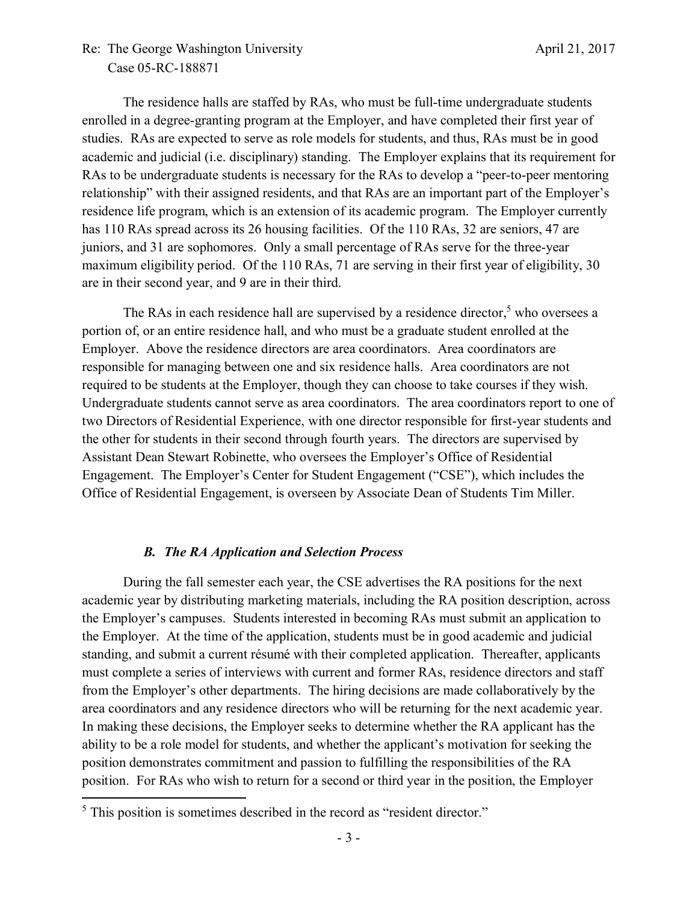The residence halls are staffed by RAs, who must be full-time undergraduate students enrolled in a degree-granting program at the Employer, and have completed their first year of studies. RAs are expected to serve as role models for students, and thus, RAs must be in good academic and judicial (i.e. disciplinary) standing. The Employer explains that its requirement for RAs to be undergraduate students is necessary for the RAs to develop a "peer-to-peer mentoring relationship" with their assigned residents, and that RAs are an important part of the Employer's residence life program, which is an extension of its academic program. The Employer currently has 110 RAs spread across its 26 housing facilities. Of the 110 RAs, 32 are seniors, 47 are juniors, and 31 are sophomores. Only a small percentage of RAs serve for the three-year maximum eligibility period. Of the 110 RAs, 71 are serving in their first year of eligibility, 30 are in their second year, and 9 are in their third.

The RAs in each residence hall are supervised by a residence director,[5] who oversees a portion of, or an entire residence hall, and who must be a graduate student enrolled at the Employer. Above the residence directors are area coordinators. Area coordinators are responsible for managing between one and six residence halls. Area coordinators are not required to be students at the Employer, though they can choose to take courses if they wish. Undergraduate students cannot serve as area coordinators. The area coordinators report to one of two Directors of Residential Experience, with one director responsible for first-year students and the other for students in their second through fourth years. The directors are supervised by Assistant Dean Stewart Robinette, who oversees the Employer's Office of Residential Engagement. The Employer's Center for Student Engagement ("CSE"), which includes the Office of Residential Engagement, is overseen by Associate Dean of Students Tim Miller.

### *B. The RA Application and Selection Process*

During the fall semester each year, the CSE advertises the RA positions for the next academic year by distributing marketing materials, including the RA position description, across the Employer's campuses. Students interested in becoming RAs must submit an application to the Employer. At the time of the application, students must be in good academic and judicial standing, and submit a current résumé with their completed application. Thereafter, applicants must complete a series of interviews with current and former RAs, residence directors and staff from the Employer's other departments. The hiring decisions are made collaboratively by the area coordinators and any residence directors who will be returning for the next academic year. In making these decisions, the Employer seeks to determine whether the RA applicant has the ability to be a role model for students, and whether the applicant's motivation for seeking the position demonstrates commitment and passion to fulfilling the responsibilities of the RA position. For RAs who wish to return for a second or third year in the position, the Employer

[5] This position is sometimes described in the record as "resident director."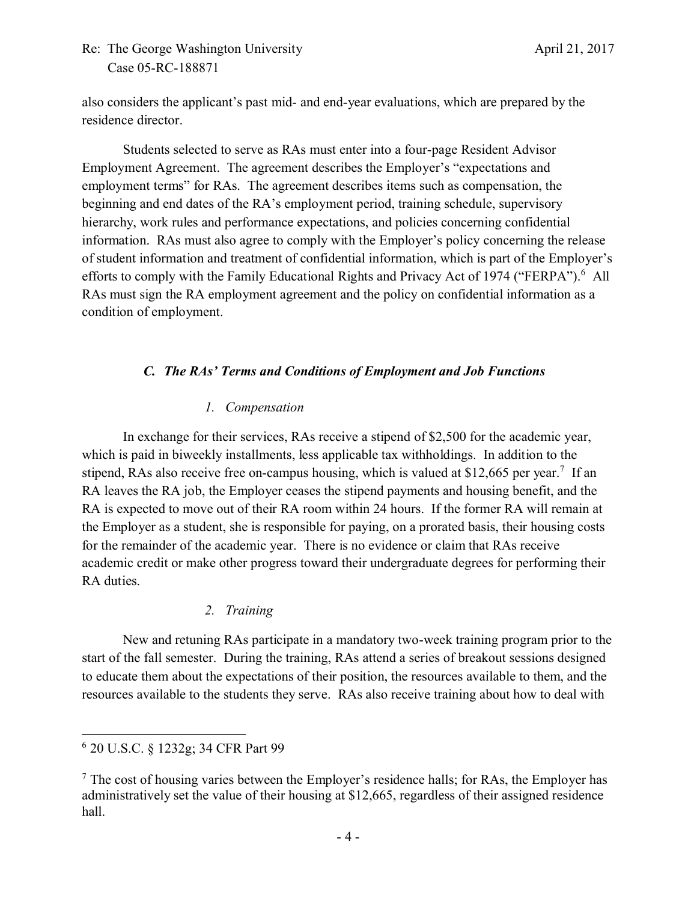also considers the applicant's past mid- and end-year evaluations, which are prepared by the residence director.

Students selected to serve as RAs must enter into a four-page Resident Advisor Employment Agreement. The agreement describes the Employer's "expectations and employment terms" for RAs. The agreement describes items such as compensation, the beginning and end dates of the RA's employment period, training schedule, supervisory hierarchy, work rules and performance expectations, and policies concerning confidential information. RAs must also agree to comply with the Employer's policy concerning the release of student information and treatment of confidential information, which is part of the Employer's efforts to comply with the Family Educational Rights and Privacy Act of 1974 ("FERPA").[6] All RAs must sign the RA employment agreement and the policy on confidential information as a condition of employment.

### *C. The RAs' Terms and Conditions of Employment and Job Functions*

#### *1. Compensation*

In exchange for their services, RAs receive a stipend of $2,500 for the academic year, which is paid in biweekly installments, less applicable tax withholdings. In addition to the stipend, RAs also receive free on-campus housing, which is valued at $12,665 per year.[7] If an RA leaves the RA job, the Employer ceases the stipend payments and housing benefit, and the RA is expected to move out of their RA room within 24 hours. If the former RA will remain at the Employer as a student, she is responsible for paying, on a prorated basis, their housing costs for the remainder of the academic year. There is no evidence or claim that RAs receive academic credit or make other progress toward their undergraduate degrees for performing their RA duties.

#### *2. Training*

New and retuning RAs participate in a mandatory two-week training program prior to the start of the fall semester. During the training, RAs attend a series of breakout sessions designed to educate them about the expectations of their position, the resources available to them, and the resources available to the students they serve. RAs also receive training about how to deal with

---

[6] 20 U.S.C. § 1232g; 34 CFR Part 99

[7] The cost of housing varies between the Employer's residence halls; for RAs, the Employer has administratively set the value of their housing at $12,665, regardless of their assigned residence hall.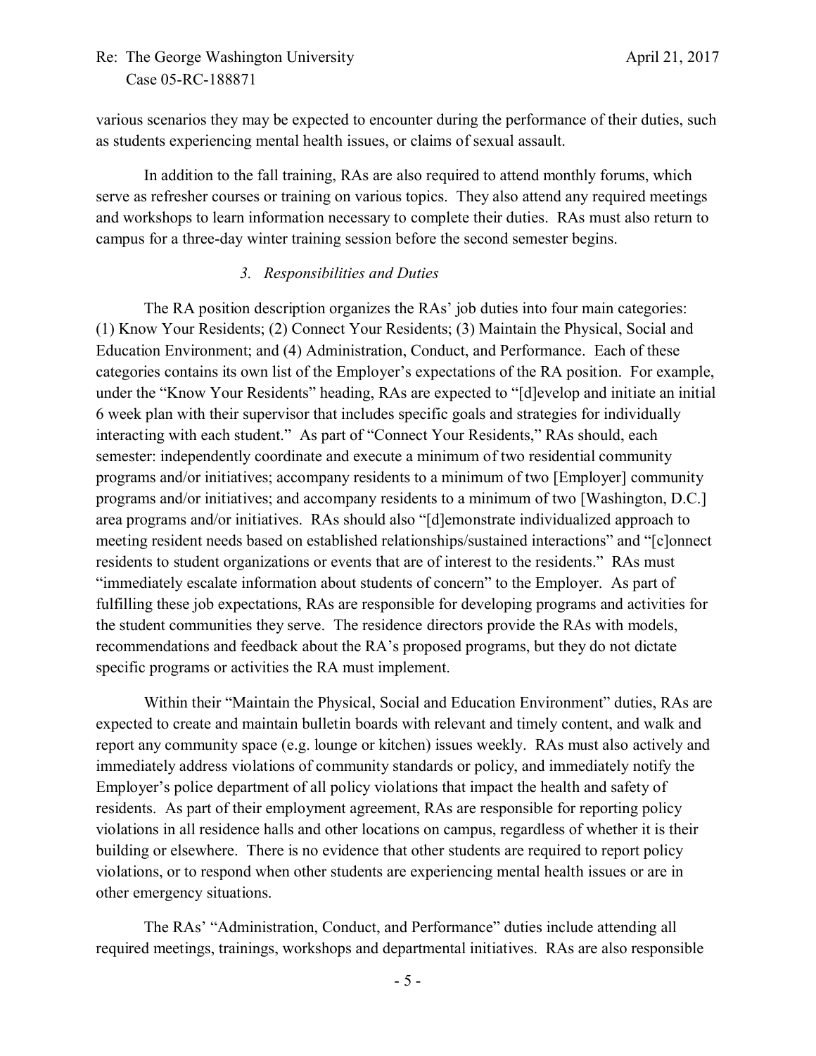various scenarios they may be expected to encounter during the performance of their duties, such as students experiencing mental health issues, or claims of sexual assault.

In addition to the fall training, RAs are also required to attend monthly forums, which serve as refresher courses or training on various topics. They also attend any required meetings and workshops to learn information necessary to complete their duties. RAs must also return to campus for a three-day winter training session before the second semester begins.

### *3. Responsibilities and Duties*

The RA position description organizes the RAs' job duties into four main categories: (1) Know Your Residents; (2) Connect Your Residents; (3) Maintain the Physical, Social and Education Environment; and (4) Administration, Conduct, and Performance. Each of these categories contains its own list of the Employer's expectations of the RA position. For example, under the "Know Your Residents" heading, RAs are expected to "[d]evelop and initiate an initial 6 week plan with their supervisor that includes specific goals and strategies for individually interacting with each student." As part of "Connect Your Residents," RAs should, each semester: independently coordinate and execute a minimum of two residential community programs and/or initiatives; accompany residents to a minimum of two [Employer] community programs and/or initiatives; and accompany residents to a minimum of two [Washington, D.C.] area programs and/or initiatives. RAs should also "[d]emonstrate individualized approach to meeting resident needs based on established relationships/sustained interactions" and "[c]onnect residents to student organizations or events that are of interest to the residents." RAs must "immediately escalate information about students of concern" to the Employer. As part of fulfilling these job expectations, RAs are responsible for developing programs and activities for the student communities they serve. The residence directors provide the RAs with models, recommendations and feedback about the RA's proposed programs, but they do not dictate specific programs or activities the RA must implement.

Within their "Maintain the Physical, Social and Education Environment" duties, RAs are expected to create and maintain bulletin boards with relevant and timely content, and walk and report any community space (e.g. lounge or kitchen) issues weekly. RAs must also actively and immediately address violations of community standards or policy, and immediately notify the Employer's police department of all policy violations that impact the health and safety of residents. As part of their employment agreement, RAs are responsible for reporting policy violations in all residence halls and other locations on campus, regardless of whether it is their building or elsewhere. There is no evidence that other students are required to report policy violations, or to respond when other students are experiencing mental health issues or are in other emergency situations.

The RAs' "Administration, Conduct, and Performance" duties include attending all required meetings, trainings, workshops and departmental initiatives. RAs are also responsible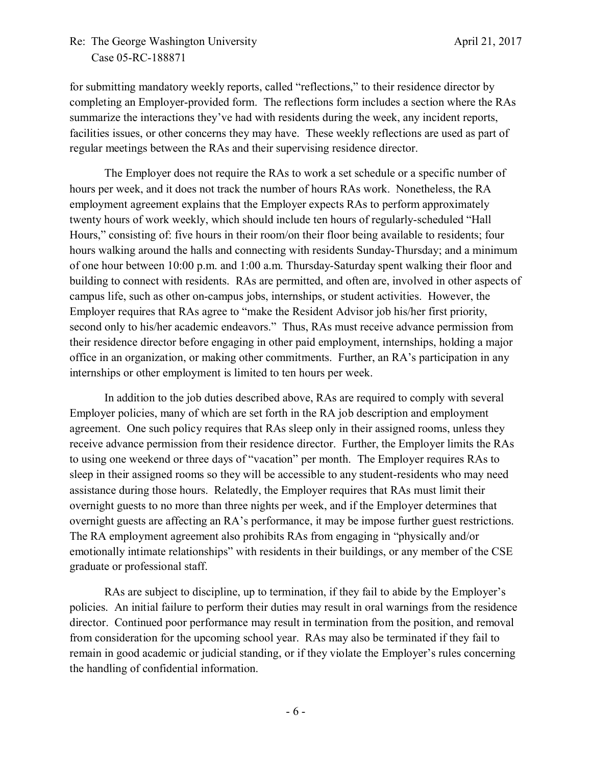for submitting mandatory weekly reports, called "reflections," to their residence director by completing an Employer-provided form. The reflections form includes a section where the RAs summarize the interactions they've had with residents during the week, any incident reports, facilities issues, or other concerns they may have. These weekly reflections are used as part of regular meetings between the RAs and their supervising residence director.

The Employer does not require the RAs to work a set schedule or a specific number of hours per week, and it does not track the number of hours RAs work. Nonetheless, the RA employment agreement explains that the Employer expects RAs to perform approximately twenty hours of work weekly, which should include ten hours of regularly-scheduled "Hall Hours," consisting of: five hours in their room/on their floor being available to residents; four hours walking around the halls and connecting with residents Sunday-Thursday; and a minimum of one hour between 10:00 p.m. and 1:00 a.m. Thursday-Saturday spent walking their floor and building to connect with residents. RAs are permitted, and often are, involved in other aspects of campus life, such as other on-campus jobs, internships, or student activities. However, the Employer requires that RAs agree to "make the Resident Advisor job his/her first priority, second only to his/her academic endeavors." Thus, RAs must receive advance permission from their residence director before engaging in other paid employment, internships, holding a major office in an organization, or making other commitments. Further, an RA's participation in any internships or other employment is limited to ten hours per week.

In addition to the job duties described above, RAs are required to comply with several Employer policies, many of which are set forth in the RA job description and employment agreement. One such policy requires that RAs sleep only in their assigned rooms, unless they receive advance permission from their residence director. Further, the Employer limits the RAs to using one weekend or three days of "vacation" per month. The Employer requires RAs to sleep in their assigned rooms so they will be accessible to any student-residents who may need assistance during those hours. Relatedly, the Employer requires that RAs must limit their overnight guests to no more than three nights per week, and if the Employer determines that overnight guests are affecting an RA's performance, it may be impose further guest restrictions. The RA employment agreement also prohibits RAs from engaging in "physically and/or emotionally intimate relationships" with residents in their buildings, or any member of the CSE graduate or professional staff.

RAs are subject to discipline, up to termination, if they fail to abide by the Employer's policies. An initial failure to perform their duties may result in oral warnings from the residence director. Continued poor performance may result in termination from the position, and removal from consideration for the upcoming school year. RAs may also be terminated if they fail to remain in good academic or judicial standing, or if they violate the Employer's rules concerning the handling of confidential information.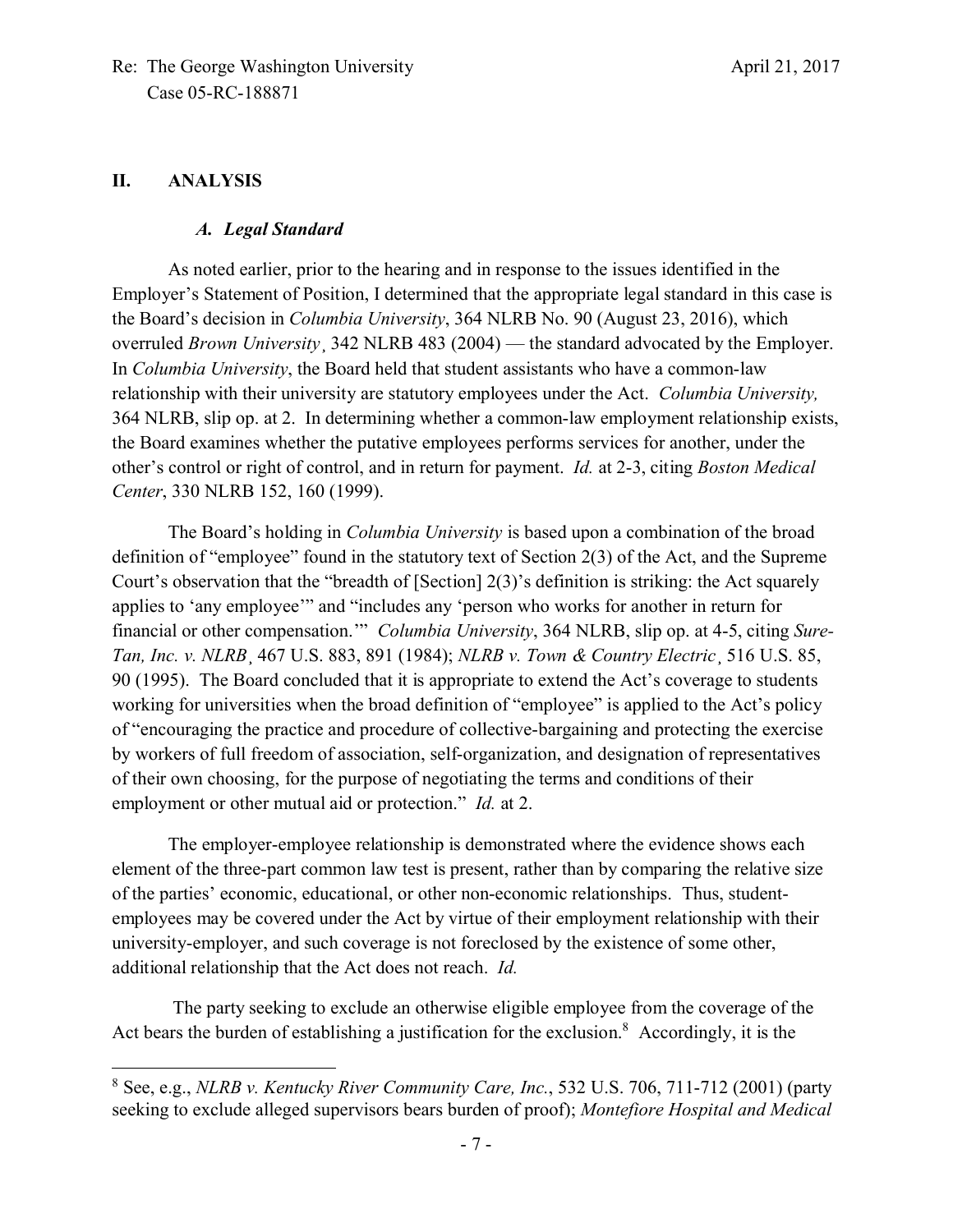## II. ANALYSIS

### *A. Legal Standard*

As noted earlier, prior to the hearing and in response to the issues identified in the Employer's Statement of Position, I determined that the appropriate legal standard in this case is the Board's decision in *Columbia University*, 364 NLRB No. 90 (August 23, 2016), which overruled *Brown University*¸ 342 NLRB 483 (2004) — the standard advocated by the Employer. In *Columbia University*, the Board held that student assistants who have a common-law relationship with their university are statutory employees under the Act. *Columbia University,* 364 NLRB, slip op. at 2. In determining whether a common-law employment relationship exists, the Board examines whether the putative employees performs services for another, under the other's control or right of control, and in return for payment. *Id.* at 2-3, citing *Boston Medical Center*, 330 NLRB 152, 160 (1999).

The Board's holding in *Columbia University* is based upon a combination of the broad definition of "employee" found in the statutory text of Section 2(3) of the Act, and the Supreme Court's observation that the "breadth of [Section] 2(3)'s definition is striking: the Act squarely applies to 'any employee'" and "includes any 'person who works for another in return for financial or other compensation.'" *Columbia University*, 364 NLRB, slip op. at 4-5, citing *Sure-Tan, Inc. v. NLRB*¸ 467 U.S. 883, 891 (1984); *NLRB v. Town & Country Electric*¸ 516 U.S. 85, 90 (1995). The Board concluded that it is appropriate to extend the Act's coverage to students working for universities when the broad definition of "employee" is applied to the Act's policy of "encouraging the practice and procedure of collective-bargaining and protecting the exercise by workers of full freedom of association, self-organization, and designation of representatives of their own choosing, for the purpose of negotiating the terms and conditions of their employment or other mutual aid or protection." *Id.* at 2.

The employer-employee relationship is demonstrated where the evidence shows each element of the three-part common law test is present, rather than by comparing the relative size of the parties' economic, educational, or other non-economic relationships. Thus, student-employees may be covered under the Act by virtue of their employment relationship with their university-employer, and such coverage is not foreclosed by the existence of some other, additional relationship that the Act does not reach. *Id.*

The party seeking to exclude an otherwise eligible employee from the coverage of the Act bears the burden of establishing a justification for the exclusion.[8] Accordingly, it is the

---

[8] See, e.g., *NLRB v. Kentucky River Community Care, Inc.*, 532 U.S. 706, 711-712 (2001) (party seeking to exclude alleged supervisors bears burden of proof); *Montefiore Hospital and Medical*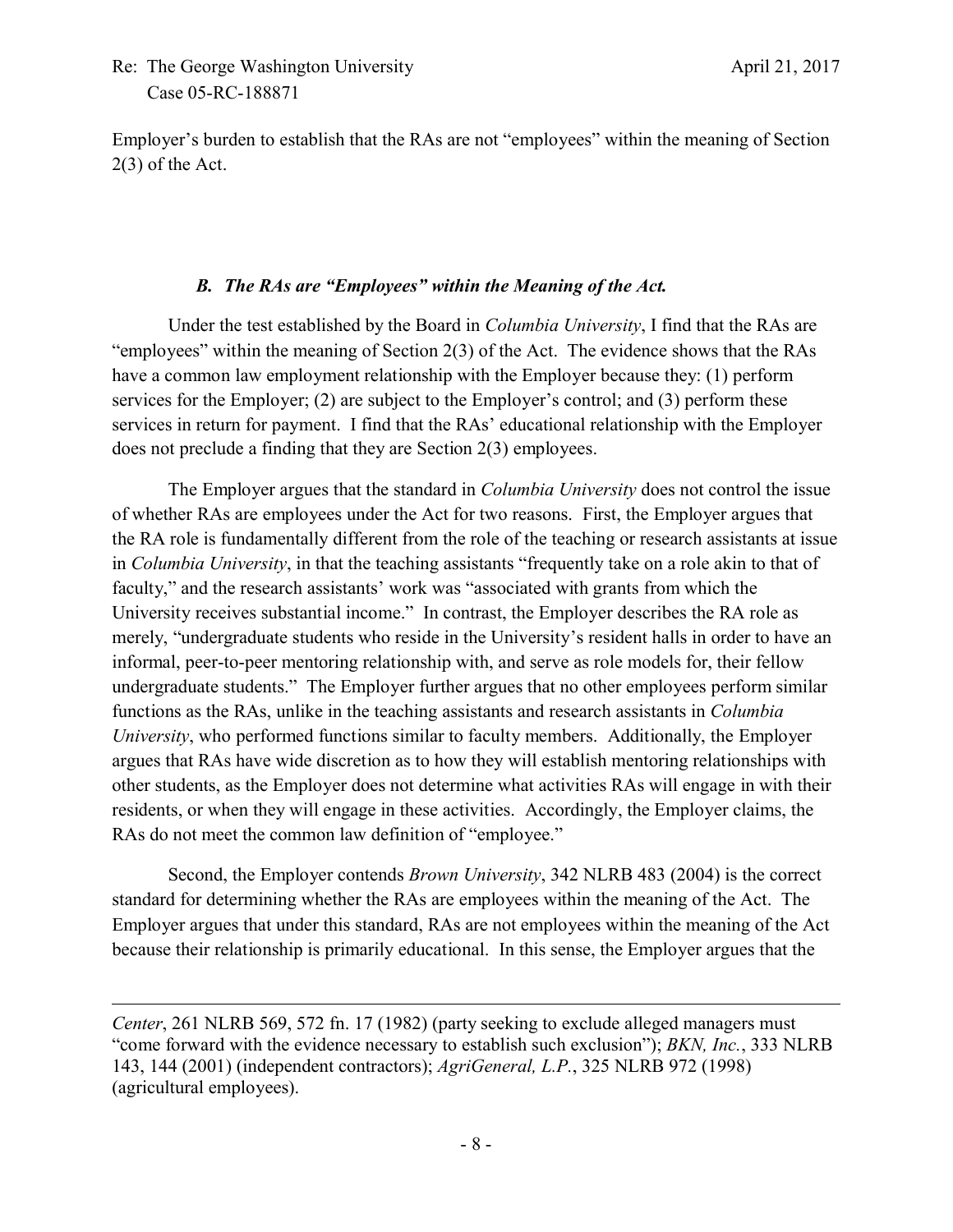Employer's burden to establish that the RAs are not "employees" within the meaning of Section 2(3) of the Act.

### *B. The RAs are "Employees" within the Meaning of the Act.*

Under the test established by the Board in *Columbia University*, I find that the RAs are "employees" within the meaning of Section 2(3) of the Act. The evidence shows that the RAs have a common law employment relationship with the Employer because they: (1) perform services for the Employer; (2) are subject to the Employer's control; and (3) perform these services in return for payment. I find that the RAs' educational relationship with the Employer does not preclude a finding that they are Section 2(3) employees.

The Employer argues that the standard in *Columbia University* does not control the issue of whether RAs are employees under the Act for two reasons. First, the Employer argues that the RA role is fundamentally different from the role of the teaching or research assistants at issue in *Columbia University*, in that the teaching assistants "frequently take on a role akin to that of faculty," and the research assistants' work was "associated with grants from which the University receives substantial income." In contrast, the Employer describes the RA role as merely, "undergraduate students who reside in the University's resident halls in order to have an informal, peer-to-peer mentoring relationship with, and serve as role models for, their fellow undergraduate students." The Employer further argues that no other employees perform similar functions as the RAs, unlike in the teaching assistants and research assistants in *Columbia University*, who performed functions similar to faculty members. Additionally, the Employer argues that RAs have wide discretion as to how they will establish mentoring relationships with other students, as the Employer does not determine what activities RAs will engage in with their residents, or when they will engage in these activities. Accordingly, the Employer claims, the RAs do not meet the common law definition of "employee."

Second, the Employer contends *Brown University*, 342 NLRB 483 (2004) is the correct standard for determining whether the RAs are employees within the meaning of the Act. The Employer argues that under this standard, RAs are not employees within the meaning of the Act because their relationship is primarily educational. In this sense, the Employer argues that the

---

*Center*, 261 NLRB 569, 572 fn. 17 (1982) (party seeking to exclude alleged managers must "come forward with the evidence necessary to establish such exclusion"); *BKN, Inc.*, 333 NLRB 143, 144 (2001) (independent contractors); *AgriGeneral, L.P.*, 325 NLRB 972 (1998) (agricultural employees).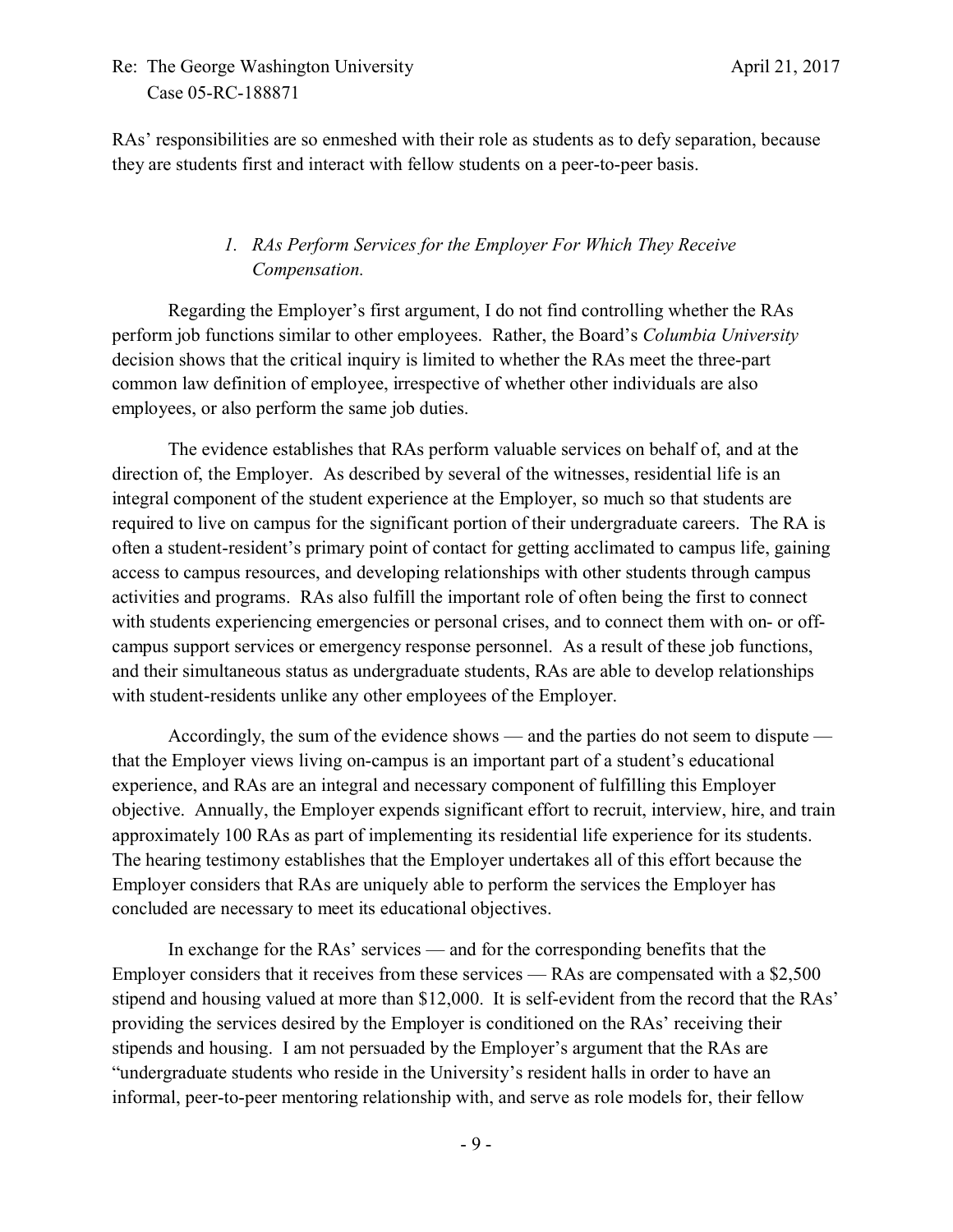RAs' responsibilities are so enmeshed with their role as students as to defy separation, because they are students first and interact with fellow students on a peer-to-peer basis.

### *1. RAs Perform Services for the Employer For Which They Receive Compensation.*

Regarding the Employer's first argument, I do not find controlling whether the RAs perform job functions similar to other employees. Rather, the Board's *Columbia University* decision shows that the critical inquiry is limited to whether the RAs meet the three-part common law definition of employee, irrespective of whether other individuals are also employees, or also perform the same job duties.

The evidence establishes that RAs perform valuable services on behalf of, and at the direction of, the Employer. As described by several of the witnesses, residential life is an integral component of the student experience at the Employer, so much so that students are required to live on campus for the significant portion of their undergraduate careers. The RA is often a student-resident's primary point of contact for getting acclimated to campus life, gaining access to campus resources, and developing relationships with other students through campus activities and programs. RAs also fulfill the important role of often being the first to connect with students experiencing emergencies or personal crises, and to connect them with on- or off-campus support services or emergency response personnel. As a result of these job functions, and their simultaneous status as undergraduate students, RAs are able to develop relationships with student-residents unlike any other employees of the Employer.

Accordingly, the sum of the evidence shows — and the parties do not seem to dispute — that the Employer views living on-campus is an important part of a student's educational experience, and RAs are an integral and necessary component of fulfilling this Employer objective. Annually, the Employer expends significant effort to recruit, interview, hire, and train approximately 100 RAs as part of implementing its residential life experience for its students. The hearing testimony establishes that the Employer undertakes all of this effort because the Employer considers that RAs are uniquely able to perform the services the Employer has concluded are necessary to meet its educational objectives.

In exchange for the RAs' services — and for the corresponding benefits that the Employer considers that it receives from these services — RAs are compensated with a $2,500 stipend and housing valued at more than $12,000. It is self-evident from the record that the RAs' providing the services desired by the Employer is conditioned on the RAs' receiving their stipends and housing. I am not persuaded by the Employer's argument that the RAs are "undergraduate students who reside in the University's resident halls in order to have an informal, peer-to-peer mentoring relationship with, and serve as role models for, their fellow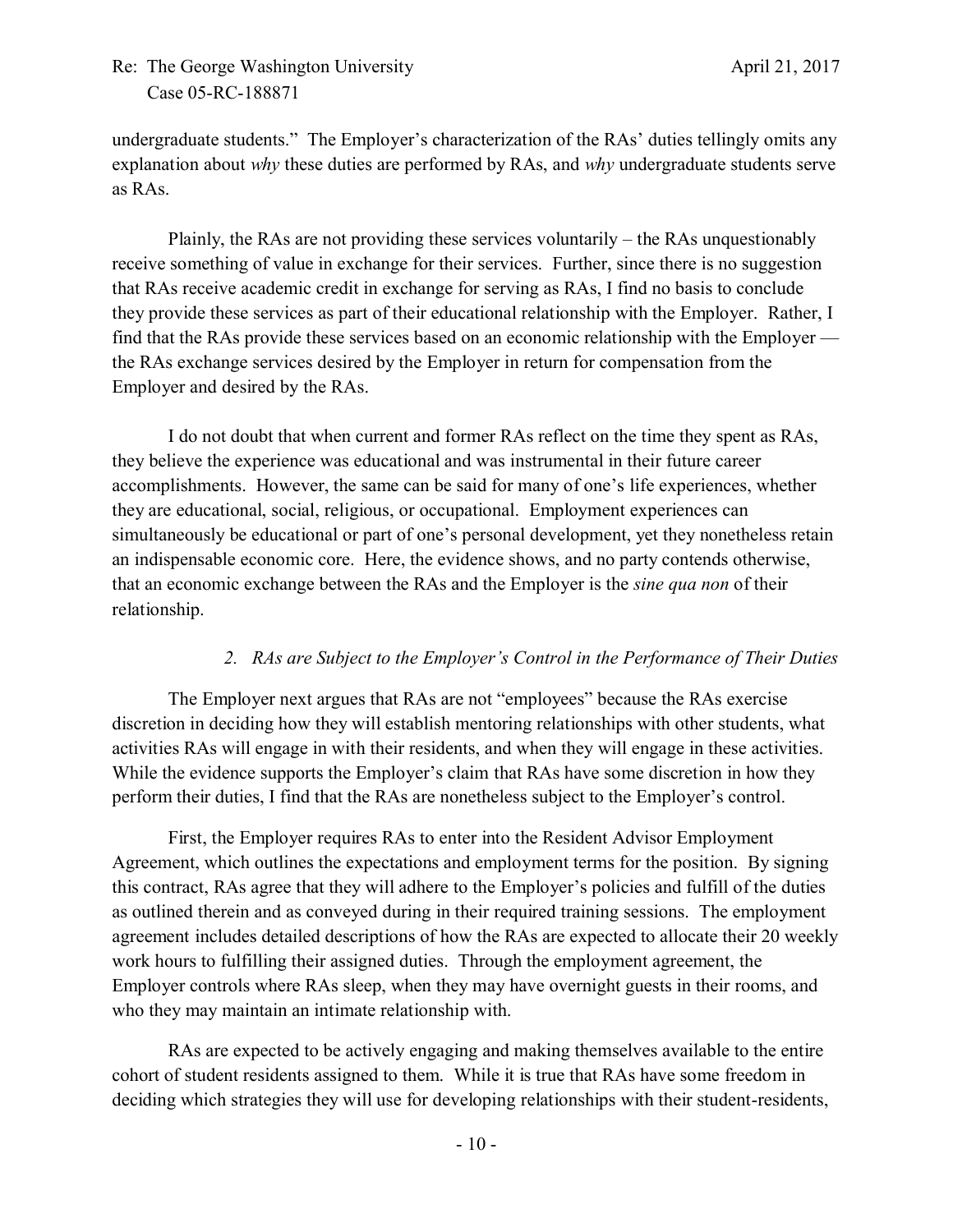undergraduate students." The Employer's characterization of the RAs' duties tellingly omits any explanation about *why* these duties are performed by RAs, and *why* undergraduate students serve as RAs.

Plainly, the RAs are not providing these services voluntarily – the RAs unquestionably receive something of value in exchange for their services. Further, since there is no suggestion that RAs receive academic credit in exchange for serving as RAs, I find no basis to conclude they provide these services as part of their educational relationship with the Employer. Rather, I find that the RAs provide these services based on an economic relationship with the Employer — the RAs exchange services desired by the Employer in return for compensation from the Employer and desired by the RAs.

I do not doubt that when current and former RAs reflect on the time they spent as RAs, they believe the experience was educational and was instrumental in their future career accomplishments. However, the same can be said for many of one's life experiences, whether they are educational, social, religious, or occupational. Employment experiences can simultaneously be educational or part of one's personal development, yet they nonetheless retain an indispensable economic core. Here, the evidence shows, and no party contends otherwise, that an economic exchange between the RAs and the Employer is the *sine qua non* of their relationship.

*2. RAs are Subject to the Employer's Control in the Performance of Their Duties*

The Employer next argues that RAs are not "employees" because the RAs exercise discretion in deciding how they will establish mentoring relationships with other students, what activities RAs will engage in with their residents, and when they will engage in these activities. While the evidence supports the Employer's claim that RAs have some discretion in how they perform their duties, I find that the RAs are nonetheless subject to the Employer's control.

First, the Employer requires RAs to enter into the Resident Advisor Employment Agreement, which outlines the expectations and employment terms for the position. By signing this contract, RAs agree that they will adhere to the Employer's policies and fulfill of the duties as outlined therein and as conveyed during in their required training sessions. The employment agreement includes detailed descriptions of how the RAs are expected to allocate their 20 weekly work hours to fulfilling their assigned duties. Through the employment agreement, the Employer controls where RAs sleep, when they may have overnight guests in their rooms, and who they may maintain an intimate relationship with.

RAs are expected to be actively engaging and making themselves available to the entire cohort of student residents assigned to them. While it is true that RAs have some freedom in deciding which strategies they will use for developing relationships with their student-residents,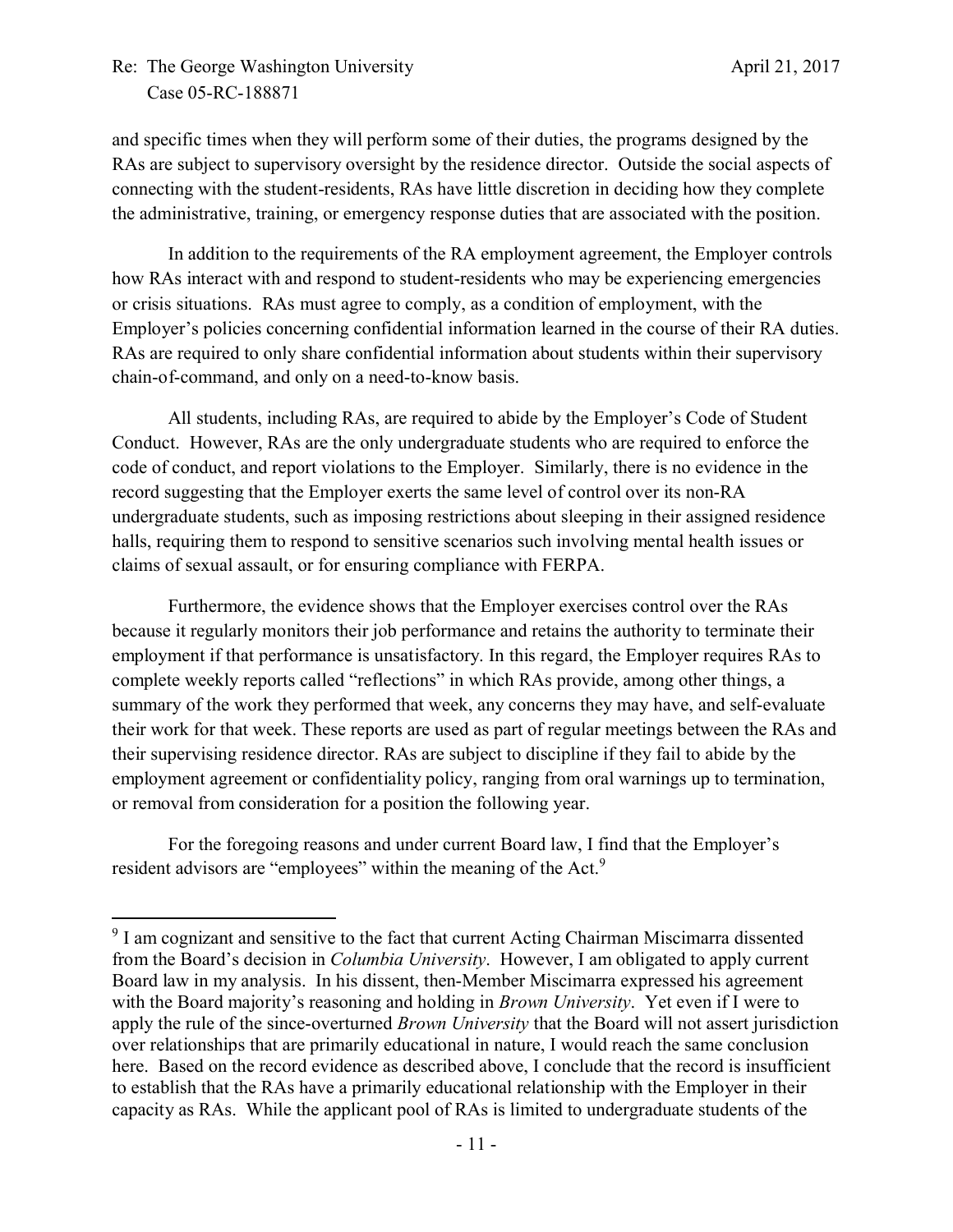and specific times when they will perform some of their duties, the programs designed by the RAs are subject to supervisory oversight by the residence director. Outside the social aspects of connecting with the student-residents, RAs have little discretion in deciding how they complete the administrative, training, or emergency response duties that are associated with the position.

In addition to the requirements of the RA employment agreement, the Employer controls how RAs interact with and respond to student-residents who may be experiencing emergencies or crisis situations. RAs must agree to comply, as a condition of employment, with the Employer's policies concerning confidential information learned in the course of their RA duties. RAs are required to only share confidential information about students within their supervisory chain-of-command, and only on a need-to-know basis.

All students, including RAs, are required to abide by the Employer's Code of Student Conduct. However, RAs are the only undergraduate students who are required to enforce the code of conduct, and report violations to the Employer. Similarly, there is no evidence in the record suggesting that the Employer exerts the same level of control over its non-RA undergraduate students, such as imposing restrictions about sleeping in their assigned residence halls, requiring them to respond to sensitive scenarios such involving mental health issues or claims of sexual assault, or for ensuring compliance with FERPA.

Furthermore, the evidence shows that the Employer exercises control over the RAs because it regularly monitors their job performance and retains the authority to terminate their employment if that performance is unsatisfactory. In this regard, the Employer requires RAs to complete weekly reports called "reflections" in which RAs provide, among other things, a summary of the work they performed that week, any concerns they may have, and self-evaluate their work for that week. These reports are used as part of regular meetings between the RAs and their supervising residence director. RAs are subject to discipline if they fail to abide by the employment agreement or confidentiality policy, ranging from oral warnings up to termination, or removal from consideration for a position the following year.

For the foregoing reasons and under current Board law, I find that the Employer's resident advisors are "employees" within the meaning of the Act.[9]

---

[9] I am cognizant and sensitive to the fact that current Acting Chairman Miscimarra dissented from the Board's decision in *Columbia University*. However, I am obligated to apply current Board law in my analysis. In his dissent, then-Member Miscimarra expressed his agreement with the Board majority's reasoning and holding in *Brown University*. Yet even if I were to apply the rule of the since-overturned *Brown University* that the Board will not assert jurisdiction over relationships that are primarily educational in nature, I would reach the same conclusion here. Based on the record evidence as described above, I conclude that the record is insufficient to establish that the RAs have a primarily educational relationship with the Employer in their capacity as RAs. While the applicant pool of RAs is limited to undergraduate students of the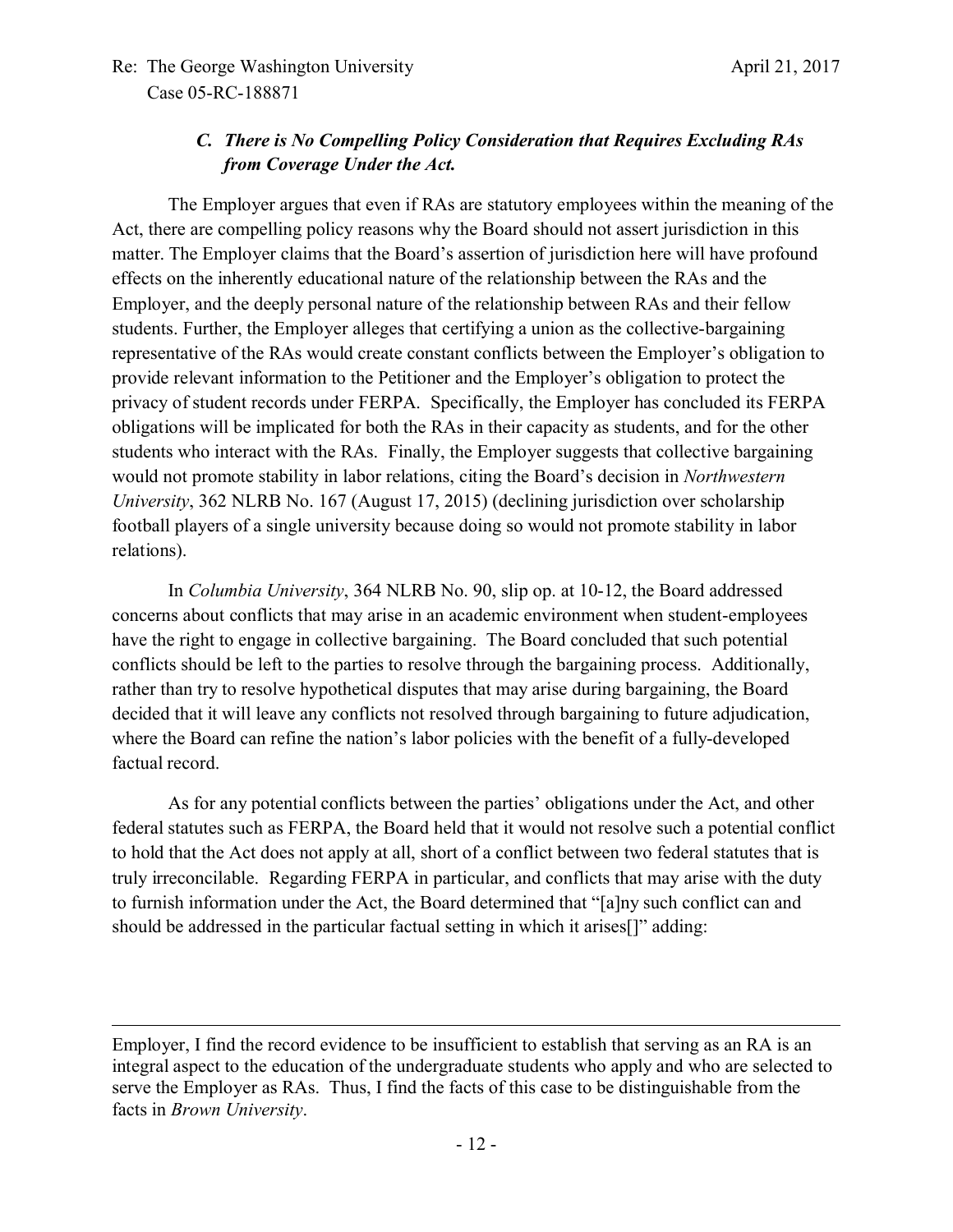### *C. There is No Compelling Policy Consideration that Requires Excluding RAs from Coverage Under the Act.*

The Employer argues that even if RAs are statutory employees within the meaning of the Act, there are compelling policy reasons why the Board should not assert jurisdiction in this matter. The Employer claims that the Board's assertion of jurisdiction here will have profound effects on the inherently educational nature of the relationship between the RAs and the Employer, and the deeply personal nature of the relationship between RAs and their fellow students. Further, the Employer alleges that certifying a union as the collective-bargaining representative of the RAs would create constant conflicts between the Employer's obligation to provide relevant information to the Petitioner and the Employer's obligation to protect the privacy of student records under FERPA. Specifically, the Employer has concluded its FERPA obligations will be implicated for both the RAs in their capacity as students, and for the other students who interact with the RAs. Finally, the Employer suggests that collective bargaining would not promote stability in labor relations, citing the Board's decision in *Northwestern University*, 362 NLRB No. 167 (August 17, 2015) (declining jurisdiction over scholarship football players of a single university because doing so would not promote stability in labor relations).

In *Columbia University*, 364 NLRB No. 90, slip op. at 10-12, the Board addressed concerns about conflicts that may arise in an academic environment when student-employees have the right to engage in collective bargaining. The Board concluded that such potential conflicts should be left to the parties to resolve through the bargaining process. Additionally, rather than try to resolve hypothetical disputes that may arise during bargaining, the Board decided that it will leave any conflicts not resolved through bargaining to future adjudication, where the Board can refine the nation's labor policies with the benefit of a fully-developed factual record.

As for any potential conflicts between the parties' obligations under the Act, and other federal statutes such as FERPA, the Board held that it would not resolve such a potential conflict to hold that the Act does not apply at all, short of a conflict between two federal statutes that is truly irreconcilable. Regarding FERPA in particular, and conflicts that may arise with the duty to furnish information under the Act, the Board determined that "[a]ny such conflict can and should be addressed in the particular factual setting in which it arises[]" adding:

---

Employer, I find the record evidence to be insufficient to establish that serving as an RA is an integral aspect to the education of the undergraduate students who apply and who are selected to serve the Employer as RAs. Thus, I find the facts of this case to be distinguishable from the facts in *Brown University*.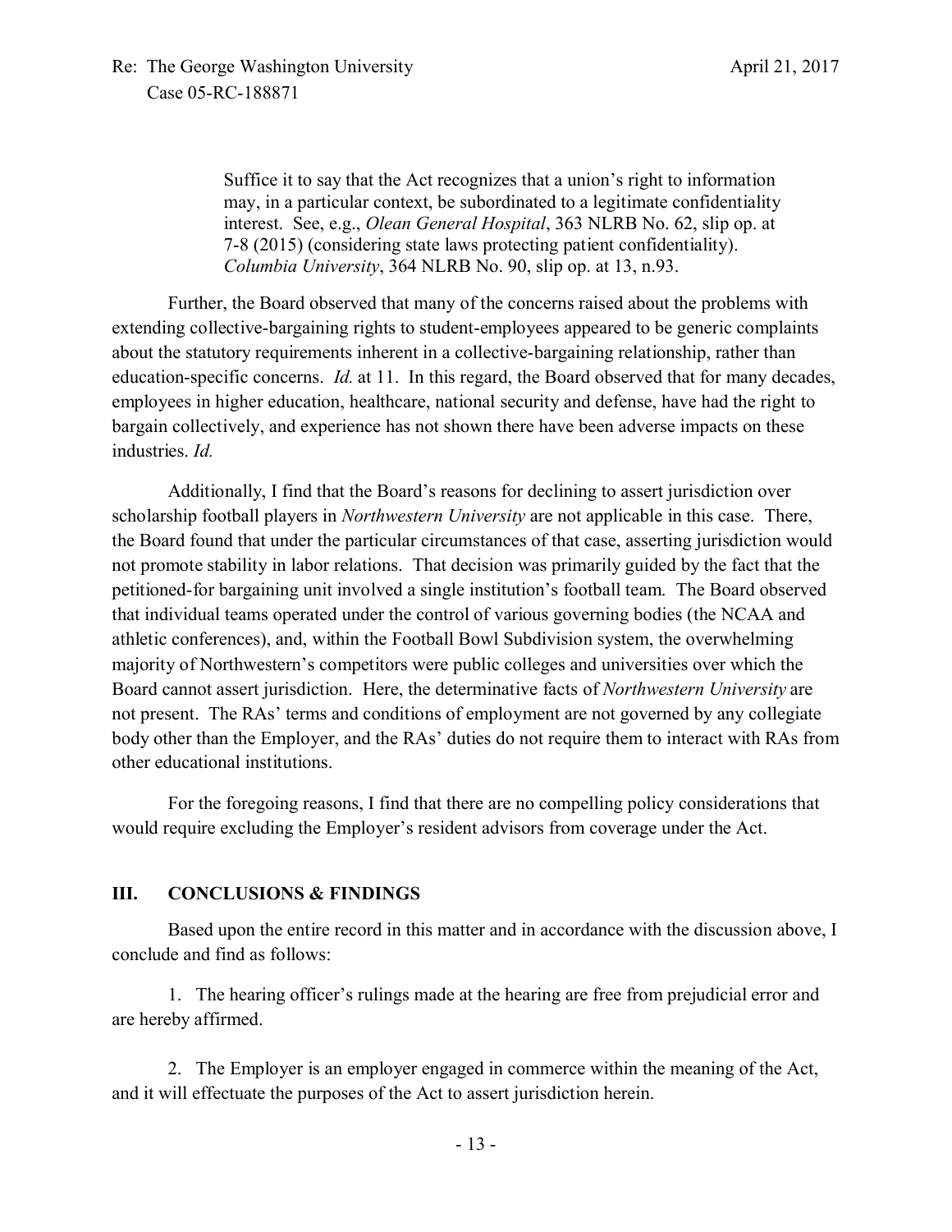> Suffice it to say that the Act recognizes that a union's right to information may, in a particular context, be subordinated to a legitimate confidentiality interest. See, e.g., *Olean General Hospital*, 363 NLRB No. 62, slip op. at 7-8 (2015) (considering state laws protecting patient confidentiality). *Columbia University*, 364 NLRB No. 90, slip op. at 13, n.93.

Further, the Board observed that many of the concerns raised about the problems with extending collective-bargaining rights to student-employees appeared to be generic complaints about the statutory requirements inherent in a collective-bargaining relationship, rather than education-specific concerns. *Id.* at 11. In this regard, the Board observed that for many decades, employees in higher education, healthcare, national security and defense, have had the right to bargain collectively, and experience has not shown there have been adverse impacts on these industries. *Id.*

Additionally, I find that the Board's reasons for declining to assert jurisdiction over scholarship football players in *Northwestern University* are not applicable in this case. There, the Board found that under the particular circumstances of that case, asserting jurisdiction would not promote stability in labor relations. That decision was primarily guided by the fact that the petitioned-for bargaining unit involved a single institution's football team. The Board observed that individual teams operated under the control of various governing bodies (the NCAA and athletic conferences), and, within the Football Bowl Subdivision system, the overwhelming majority of Northwestern's competitors were public colleges and universities over which the Board cannot assert jurisdiction. Here, the determinative facts of *Northwestern University* are not present. The RAs' terms and conditions of employment are not governed by any collegiate body other than the Employer, and the RAs' duties do not require them to interact with RAs from other educational institutions.

For the foregoing reasons, I find that there are no compelling policy considerations that would require excluding the Employer's resident advisors from coverage under the Act.

## III. CONCLUSIONS & FINDINGS

Based upon the entire record in this matter and in accordance with the discussion above, I conclude and find as follows:

1. The hearing officer's rulings made at the hearing are free from prejudicial error and are hereby affirmed.

2. The Employer is an employer engaged in commerce within the meaning of the Act, and it will effectuate the purposes of the Act to assert jurisdiction herein.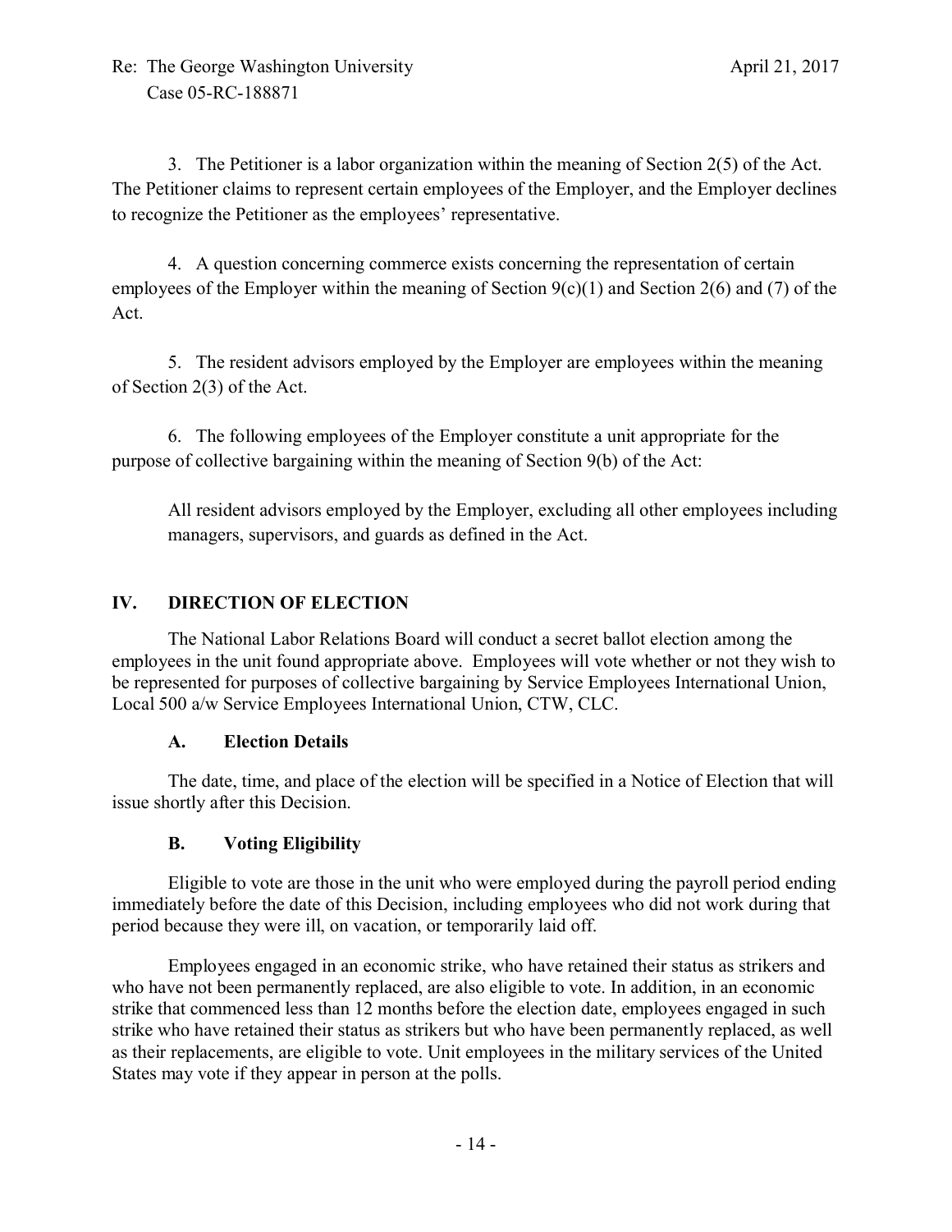3. The Petitioner is a labor organization within the meaning of Section 2(5) of the Act. The Petitioner claims to represent certain employees of the Employer, and the Employer declines to recognize the Petitioner as the employees' representative.

4. A question concerning commerce exists concerning the representation of certain employees of the Employer within the meaning of Section 9(c)(1) and Section 2(6) and (7) of the Act.

5. The resident advisors employed by the Employer are employees within the meaning of Section 2(3) of the Act.

6. The following employees of the Employer constitute a unit appropriate for the purpose of collective bargaining within the meaning of Section 9(b) of the Act:

> All resident advisors employed by the Employer, excluding all other employees including managers, supervisors, and guards as defined in the Act.

## IV. DIRECTION OF ELECTION

The National Labor Relations Board will conduct a secret ballot election among the employees in the unit found appropriate above. Employees will vote whether or not they wish to be represented for purposes of collective bargaining by Service Employees International Union, Local 500 a/w Service Employees International Union, CTW, CLC.

### A. Election Details

The date, time, and place of the election will be specified in a Notice of Election that will issue shortly after this Decision.

### B. Voting Eligibility

Eligible to vote are those in the unit who were employed during the payroll period ending immediately before the date of this Decision, including employees who did not work during that period because they were ill, on vacation, or temporarily laid off.

Employees engaged in an economic strike, who have retained their status as strikers and who have not been permanently replaced, are also eligible to vote. In addition, in an economic strike that commenced less than 12 months before the election date, employees engaged in such strike who have retained their status as strikers but who have been permanently replaced, as well as their replacements, are eligible to vote. Unit employees in the military services of the United States may vote if they appear in person at the polls.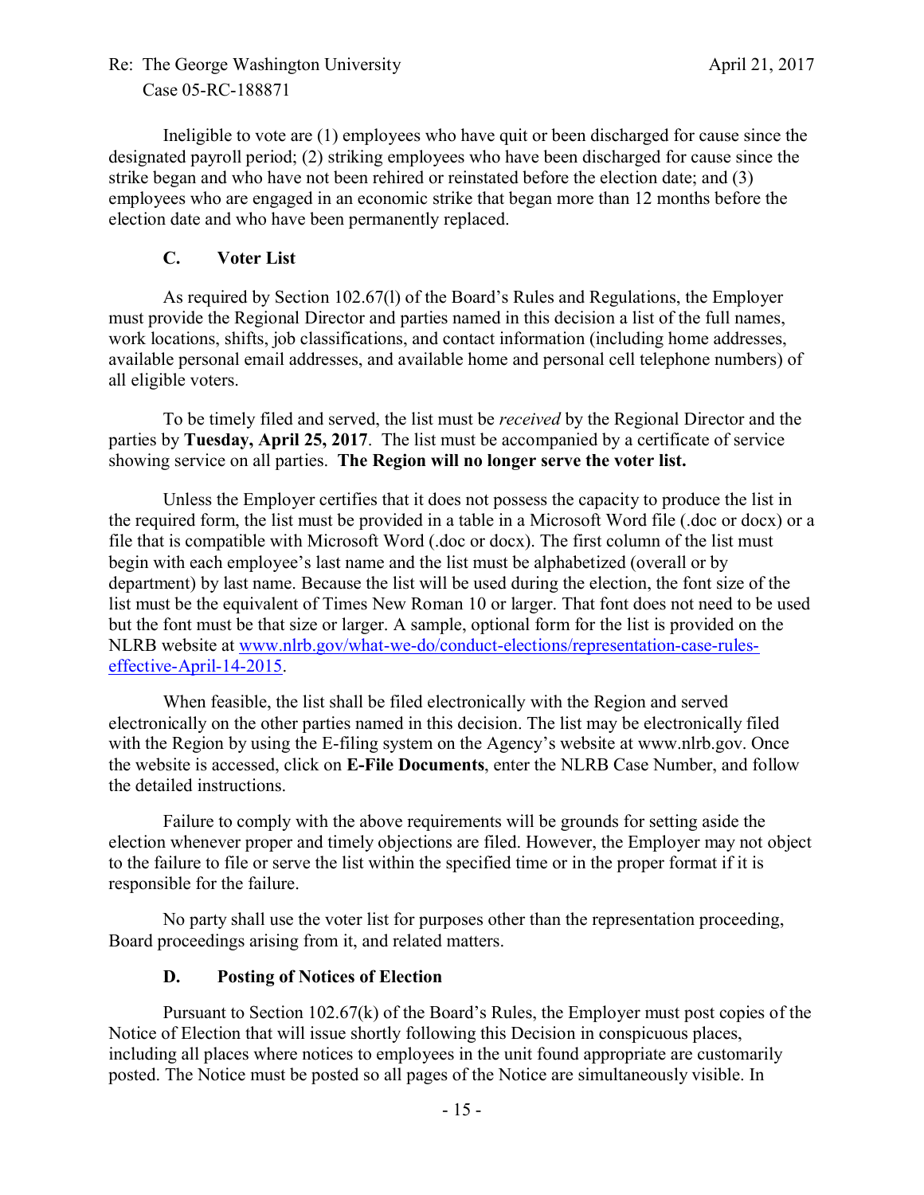Ineligible to vote are (1) employees who have quit or been discharged for cause since the designated payroll period; (2) striking employees who have been discharged for cause since the strike began and who have not been rehired or reinstated before the election date; and (3) employees who are engaged in an economic strike that began more than 12 months before the election date and who have been permanently replaced.

### C. Voter List

As required by Section 102.67(l) of the Board's Rules and Regulations, the Employer must provide the Regional Director and parties named in this decision a list of the full names, work locations, shifts, job classifications, and contact information (including home addresses, available personal email addresses, and available home and personal cell telephone numbers) of all eligible voters.

To be timely filed and served, the list must be *received* by the Regional Director and the parties by **Tuesday, April 25, 2017**. The list must be accompanied by a certificate of service showing service on all parties. **The Region will no longer serve the voter list.**

Unless the Employer certifies that it does not possess the capacity to produce the list in the required form, the list must be provided in a table in a Microsoft Word file (.doc or docx) or a file that is compatible with Microsoft Word (.doc or docx). The first column of the list must begin with each employee's last name and the list must be alphabetized (overall or by department) by last name. Because the list will be used during the election, the font size of the list must be the equivalent of Times New Roman 10 or larger. That font does not need to be used but the font must be that size or larger. A sample, optional form for the list is provided on the NLRB website at www.nlrb.gov/what-we-do/conduct-elections/representation-case-rules-effective-April-14-2015.

When feasible, the list shall be filed electronically with the Region and served electronically on the other parties named in this decision. The list may be electronically filed with the Region by using the E-filing system on the Agency's website at www.nlrb.gov. Once the website is accessed, click on **E-File Documents**, enter the NLRB Case Number, and follow the detailed instructions.

Failure to comply with the above requirements will be grounds for setting aside the election whenever proper and timely objections are filed. However, the Employer may not object to the failure to file or serve the list within the specified time or in the proper format if it is responsible for the failure.

No party shall use the voter list for purposes other than the representation proceeding, Board proceedings arising from it, and related matters.

### D. Posting of Notices of Election

Pursuant to Section 102.67(k) of the Board's Rules, the Employer must post copies of the Notice of Election that will issue shortly following this Decision in conspicuous places, including all places where notices to employees in the unit found appropriate are customarily posted. The Notice must be posted so all pages of the Notice are simultaneously visible. In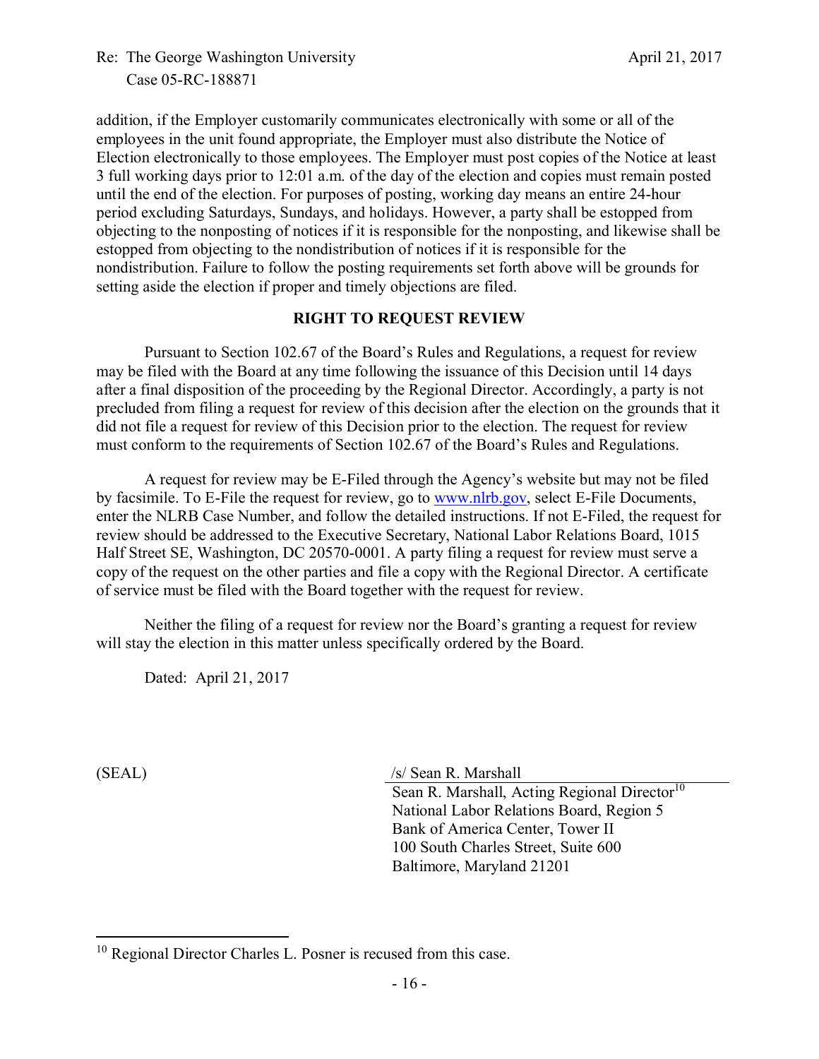addition, if the Employer customarily communicates electronically with some or all of the employees in the unit found appropriate, the Employer must also distribute the Notice of Election electronically to those employees. The Employer must post copies of the Notice at least 3 full working days prior to 12:01 a.m. of the day of the election and copies must remain posted until the end of the election. For purposes of posting, working day means an entire 24-hour period excluding Saturdays, Sundays, and holidays. However, a party shall be estopped from objecting to the nonposting of notices if it is responsible for the nonposting, and likewise shall be estopped from objecting to the nondistribution of notices if it is responsible for the nondistribution. Failure to follow the posting requirements set forth above will be grounds for setting aside the election if proper and timely objections are filed.

## RIGHT TO REQUEST REVIEW

Pursuant to Section 102.67 of the Board's Rules and Regulations, a request for review may be filed with the Board at any time following the issuance of this Decision until 14 days after a final disposition of the proceeding by the Regional Director. Accordingly, a party is not precluded from filing a request for review of this decision after the election on the grounds that it did not file a request for review of this Decision prior to the election. The request for review must conform to the requirements of Section 102.67 of the Board's Rules and Regulations.

A request for review may be E-Filed through the Agency's website but may not be filed by facsimile. To E-File the request for review, go to www.nlrb.gov, select E-File Documents, enter the NLRB Case Number, and follow the detailed instructions. If not E-Filed, the request for review should be addressed to the Executive Secretary, National Labor Relations Board, 1015 Half Street SE, Washington, DC 20570-0001. A party filing a request for review must serve a copy of the request on the other parties and file a copy with the Regional Director. A certificate of service must be filed with the Board together with the request for review.

Neither the filing of a request for review nor the Board's granting a request for review will stay the election in this matter unless specifically ordered by the Board.

Dated: April 21, 2017

(SEAL)

/s/ Sean R. Marshall

Sean R. Marshall, Acting Regional Director[10]
National Labor Relations Board, Region 5
Bank of America Center, Tower II
100 South Charles Street, Suite 600
Baltimore, Maryland 21201

---

[10] Regional Director Charles L. Posner is recused from this case.